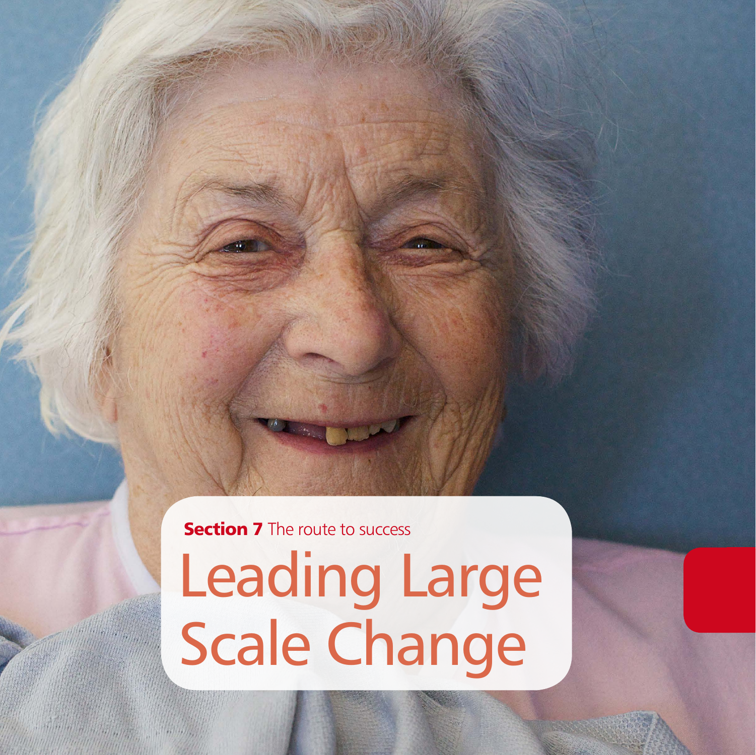**Section 7** The route to success

# Leading Large Scale Change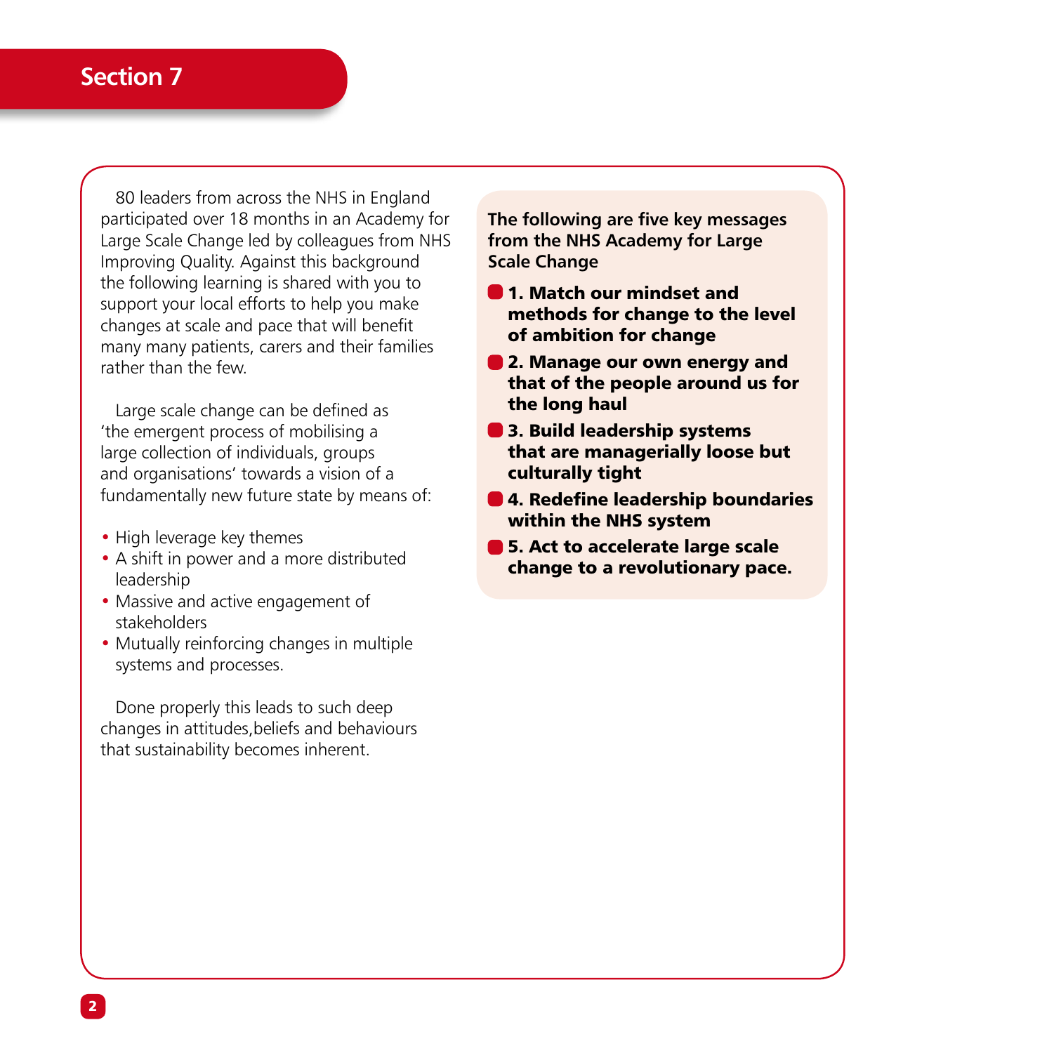# Section 7

80 leaders from across the NHS in England participated over 18 months in an Academy for Large Scale Change led by colleagues from NHS Improving Quality. Against this background the following learning is shared with you to support your local efforts to help you make changes at scale and pace that will benefit many many patients, carers and their families rather than the few.

Large scale change can be defined as 'the emergent process of mobilising a large collection of individuals, groups and organisations' towards a vision of a fundamentally new future state by means of:

- High leverage key themes
- A shift in power and a more distributed leadership
- Massive and active engagement of stakeholders
- Mutually reinforcing changes in multiple systems and processes.

Done properly this leads to such deep changes in attitudes,beliefs and behaviours that sustainability becomes inherent.

**The following are five key messages from the NHS Academy for Large Scale Change**

- **1. Match our mindset and methods for change to the level of ambition for change**
- **2. Manage our own energy and that of the people around us for the long haul**
- **3. Build leadership systems that are managerially loose but culturally tight**
- **4. Redefine leadership boundaries within the NHS system**
- **5. Act to accelerate large scale change to a revolutionary pace.**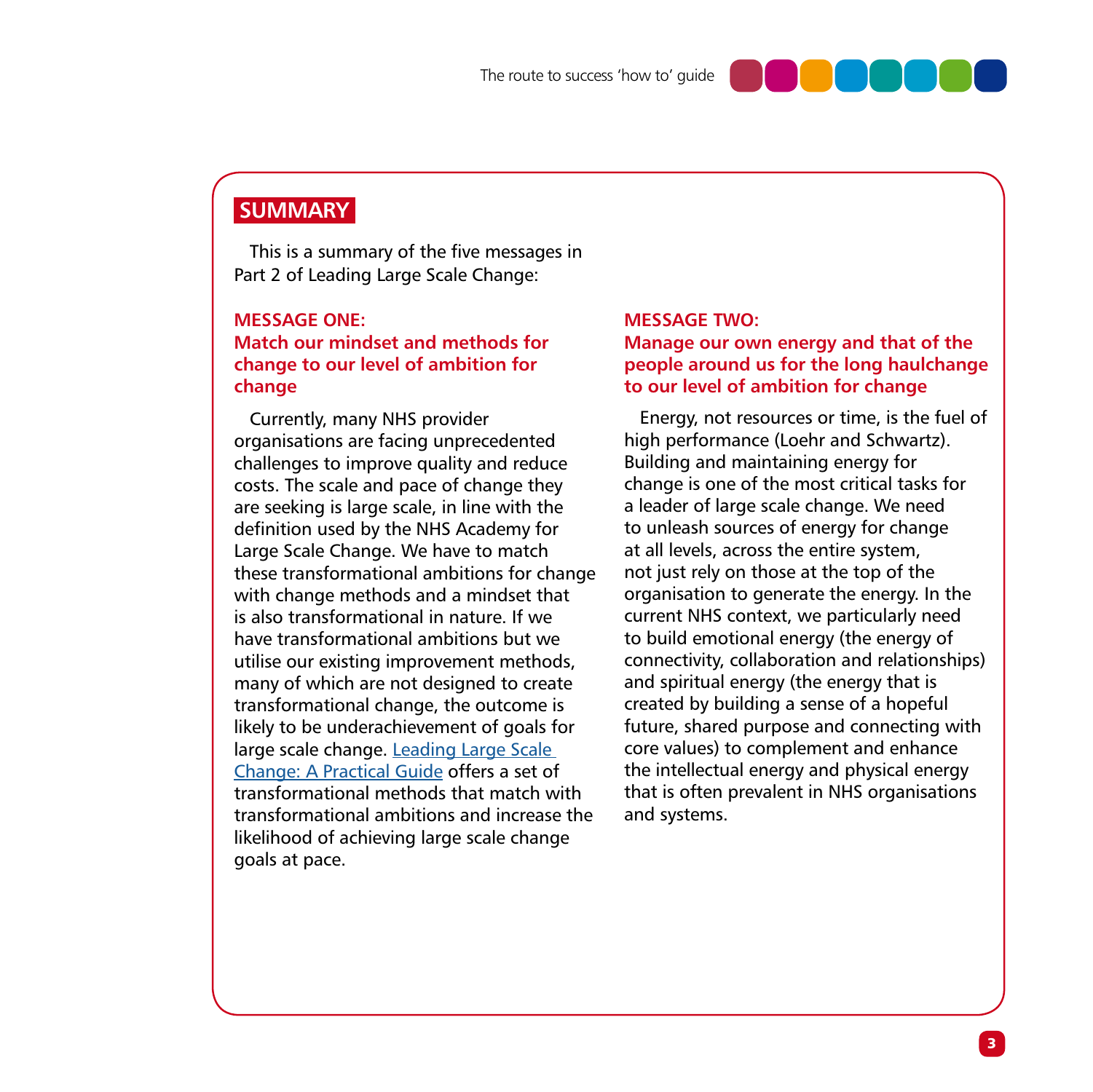## SUMMARY

This is a summary of the five messages in Part 2 of Leading Large Scale Change:

### MESSAGE ONE: Match our mindset and methods for change to our level of ambition for change

Currently, many NHS provider organisations are facing unprecedented challenges to improve quality and reduce costs. The scale and pace of change they are seeking is large scale, in line with the definition used by the NHS Academy for Large Scale Change. We have to match these transformational ambitions for change with change methods and a mindset that is also transformational in nature. If we have transformational ambitions but we utilise our existing improvement methods, many of which are not designed to create transformational change, the outcome is likely to be underachievement of goals for large scale change. Leading Large Scale Change: A Practical Guide offers a set of transformational methods that match with transformational ambitions and increase the likelihood of achieving large scale change goals at pace.

### MESSAGE TWO: Manage our own energy and that of the people around us for the long haulchange to our level of ambition for change

Energy, not resources or time, is the fuel of high performance (Loehr and Schwartz). Building and maintaining energy for change is one of the most critical tasks for a leader of large scale change. We need to unleash sources of energy for change at all levels, across the entire system, not just rely on those at the top of the organisation to generate the energy. In the current NHS context, we particularly need to build emotional energy (the energy of connectivity, collaboration and relationships) and spiritual energy (the energy that is created by building a sense of a hopeful future, shared purpose and connecting with core values) to complement and enhance the intellectual energy and physical energy that is often prevalent in NHS organisations and systems.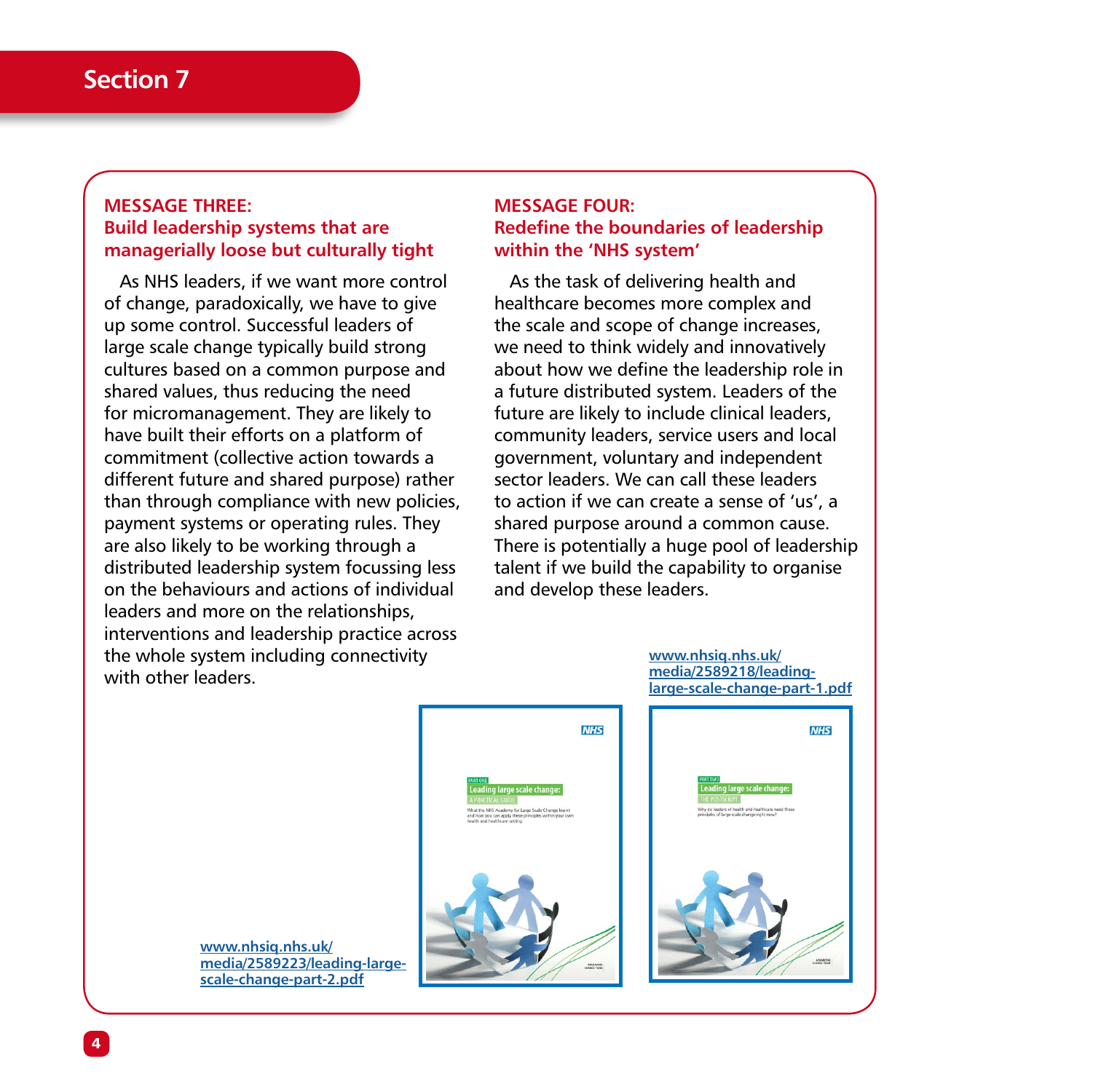# Section 7

## MESSAGE THREE: Build leadership systems that are managerially loose but culturally tight

As NHS leaders, if we want more control of change, paradoxically, we have to give up some control. Successful leaders of large scale change typically build strong cultures based on a common purpose and shared values, thus reducing the need for micromanagement. They are likely to have built their efforts on a platform of commitment (collective action towards a different future and shared purpose) rather than through compliance with new policies, payment systems or operating rules. They are also likely to be working through a distributed leadership system focussing less on the behaviours and actions of individual leaders and more on the relationships, interventions and leadership practice across the whole system including connectivity with other leaders.

## MESSAGE FOUR: Redefine the boundaries of leadership within the 'NHS system'

As the task of delivering health and healthcare becomes more complex and the scale and scope of change increases, we need to think widely and innovatively about how we define the leadership role in a future distributed system. Leaders of the future are likely to include clinical leaders, community leaders, service users and local government, voluntary and independent sector leaders. We can call these leaders to action if we can create a sense of 'us', a shared purpose around a common cause. There is potentially a huge pool of leadership talent if we build the capability to organise and develop these leaders.

www.nhsiq.nhs.uk/media/2589218/leading-large-scale-change-part-1.pdf

www.nhsiq.nhs.uk/media/2589223/leading-large-scale-change-part-2.pdf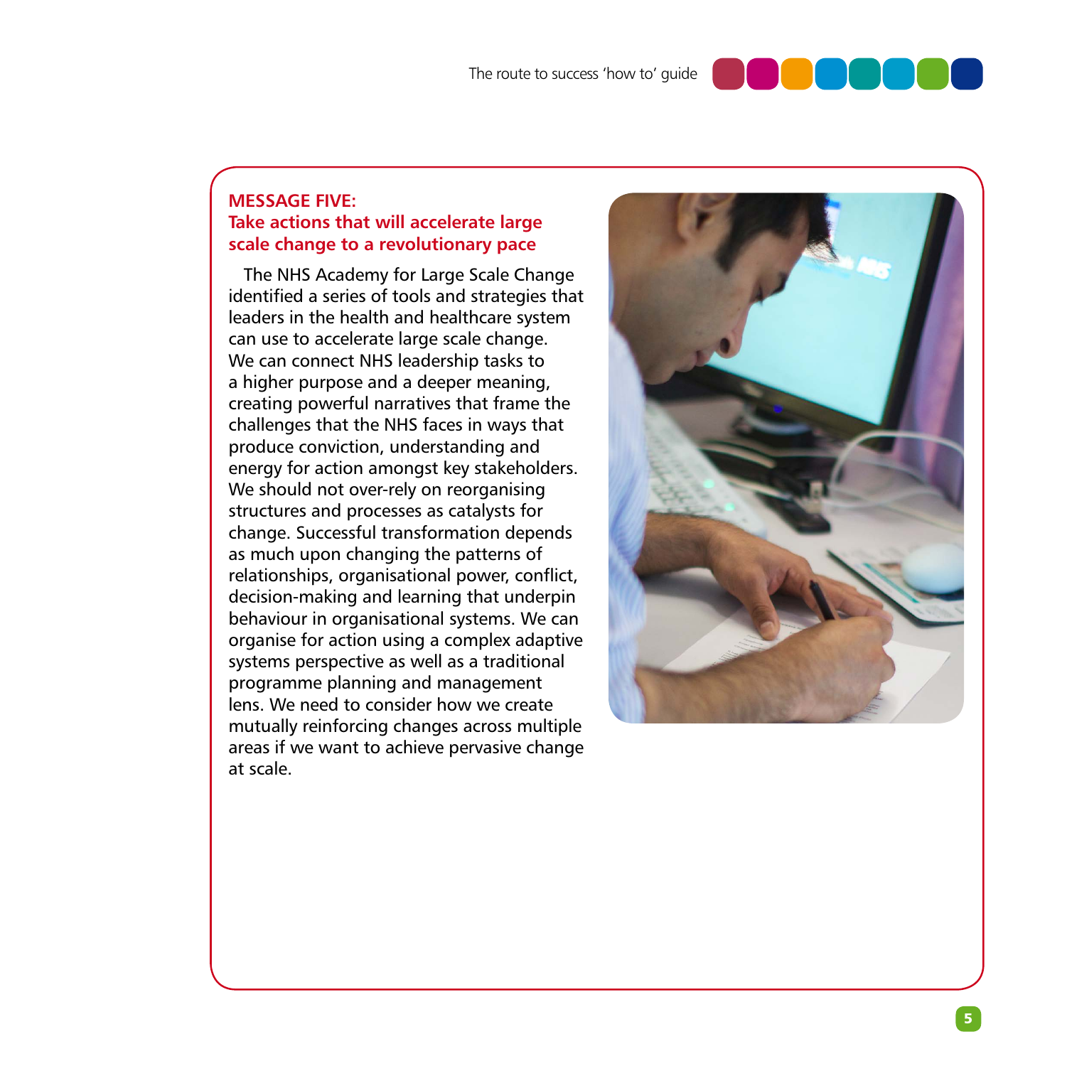## MESSAGE FIVE:
## Take actions that will accelerate large scale change to a revolutionary pace

The NHS Academy for Large Scale Change identified a series of tools and strategies that leaders in the health and healthcare system can use to accelerate large scale change. We can connect NHS leadership tasks to a higher purpose and a deeper meaning, creating powerful narratives that frame the challenges that the NHS faces in ways that produce conviction, understanding and energy for action amongst key stakeholders. We should not over-rely on reorganising structures and processes as catalysts for change. Successful transformation depends as much upon changing the patterns of relationships, organisational power, conflict, decision-making and learning that underpin behaviour in organisational systems. We can organise for action using a complex adaptive systems perspective as well as a traditional programme planning and management lens. We need to consider how we create mutually reinforcing changes across multiple areas if we want to achieve pervasive change at scale.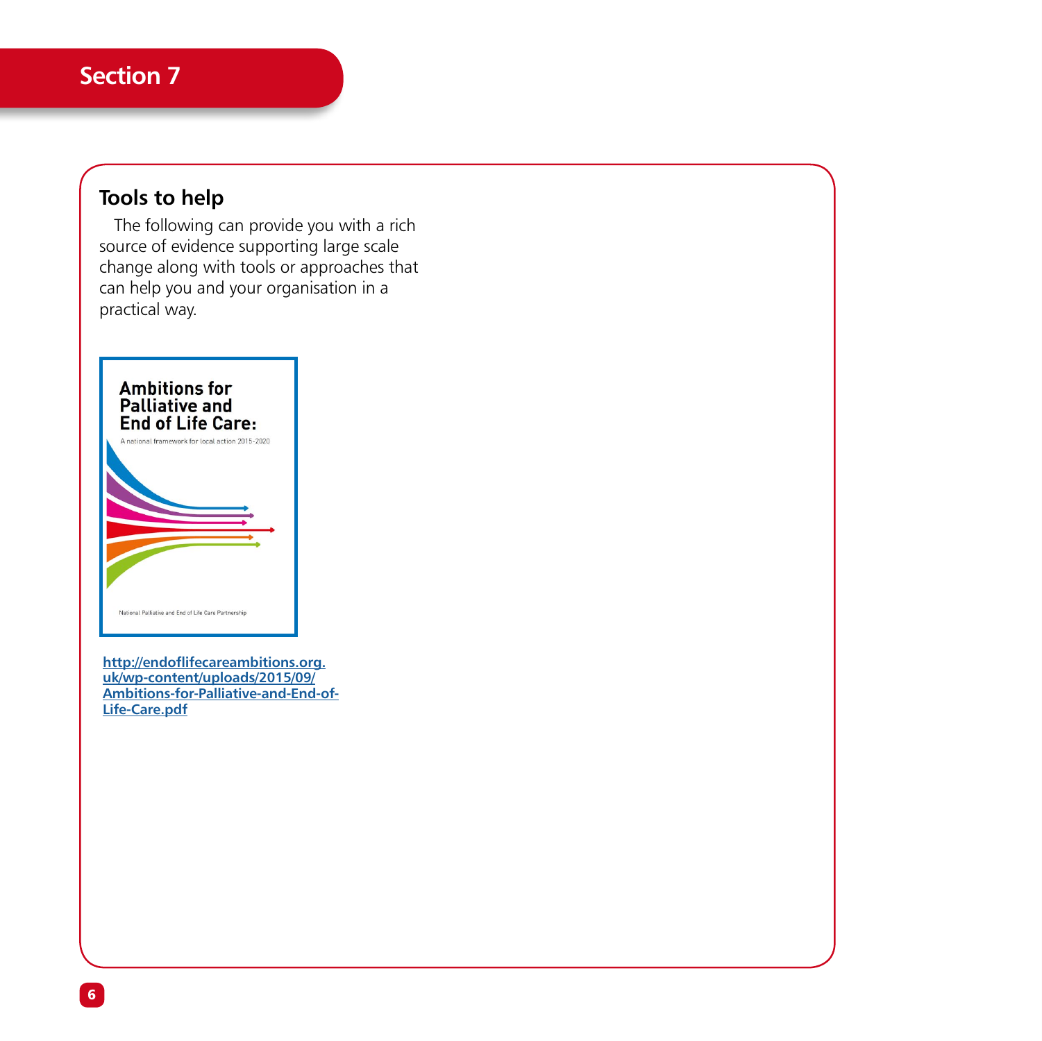## Tools to help

The following can provide you with a rich source of evidence supporting large scale change along with tools or approaches that can help you and your organisation in a practical way.

**Ambitions for Palliative and End of Life Care:**

A national framework for local action 2015-2020

National Palliative and End of Life Care Partnership

http://endoflifecareambitions.org.uk/wp-content/uploads/2015/09/Ambitions-for-Palliative-and-End-of-Life-Care.pdf